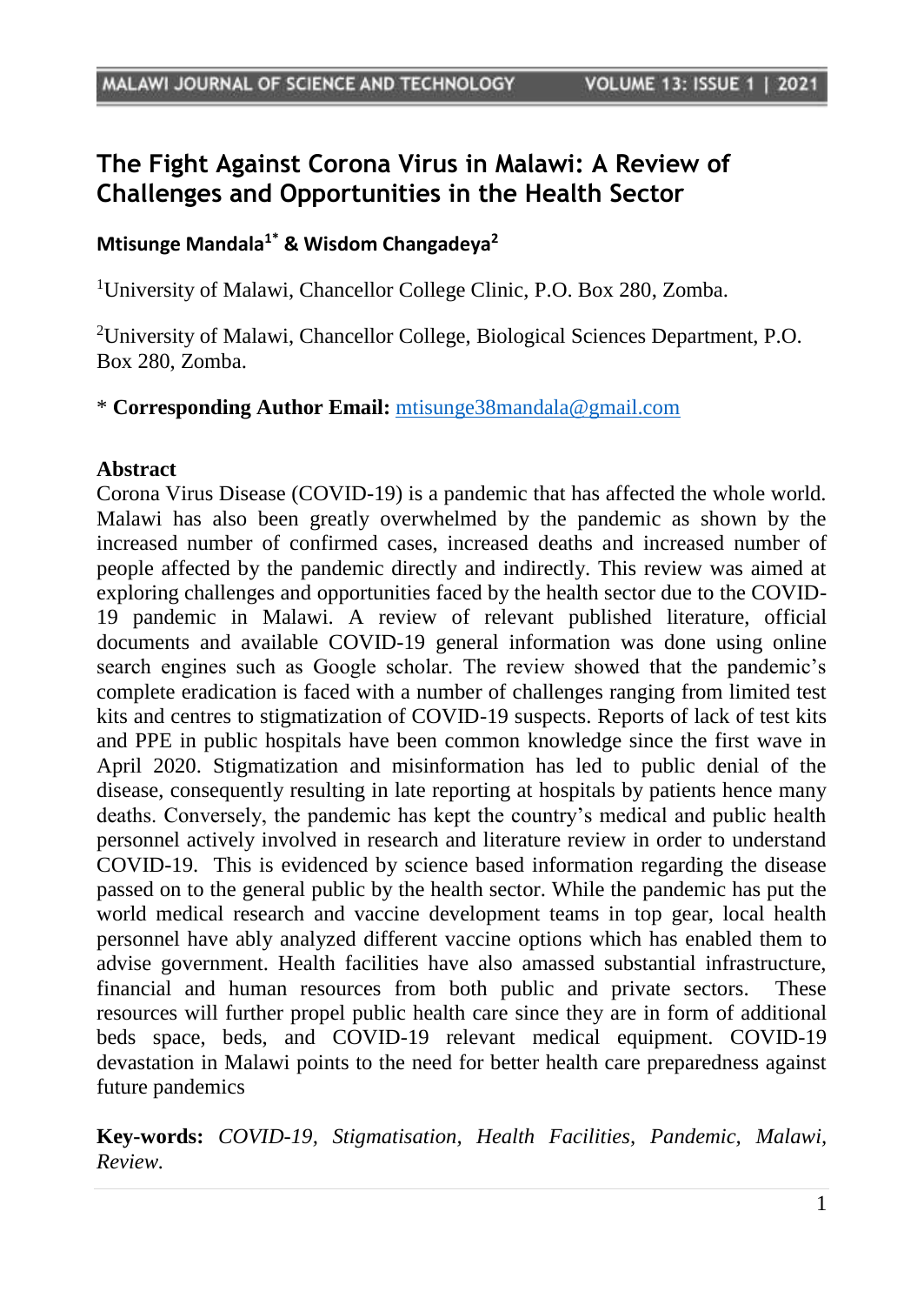# The Fight Against Corona Virus in Malawi: A Review of Challenges and Opportunities in the Health Sector

**Mtisunge Mandala[1*] & Wisdom Changadeya[2]**

[1]University of Malawi, Chancellor College Clinic, P.O. Box 280, Zomba.

[2]University of Malawi, Chancellor College, Biological Sciences Department, P.O. Box 280, Zomba.

* **Corresponding Author Email:** mtisunge38mandala@gmail.com

## Abstract

Corona Virus Disease (COVID-19) is a pandemic that has affected the whole world. Malawi has also been greatly overwhelmed by the pandemic as shown by the increased number of confirmed cases, increased deaths and increased number of people affected by the pandemic directly and indirectly. This review was aimed at exploring challenges and opportunities faced by the health sector due to the COVID-19 pandemic in Malawi. A review of relevant published literature, official documents and available COVID-19 general information was done using online search engines such as Google scholar. The review showed that the pandemic's complete eradication is faced with a number of challenges ranging from limited test kits and centres to stigmatization of COVID-19 suspects. Reports of lack of test kits and PPE in public hospitals have been common knowledge since the first wave in April 2020. Stigmatization and misinformation has led to public denial of the disease, consequently resulting in late reporting at hospitals by patients hence many deaths. Conversely, the pandemic has kept the country's medical and public health personnel actively involved in research and literature review in order to understand COVID-19. This is evidenced by science based information regarding the disease passed on to the general public by the health sector. While the pandemic has put the world medical research and vaccine development teams in top gear, local health personnel have ably analyzed different vaccine options which has enabled them to advise government. Health facilities have also amassed substantial infrastructure, financial and human resources from both public and private sectors. These resources will further propel public health care since they are in form of additional beds space, beds, and COVID-19 relevant medical equipment. COVID-19 devastation in Malawi points to the need for better health care preparedness against future pandemics

**Key-words:** *COVID-19, Stigmatisation, Health Facilities, Pandemic, Malawi, Review.*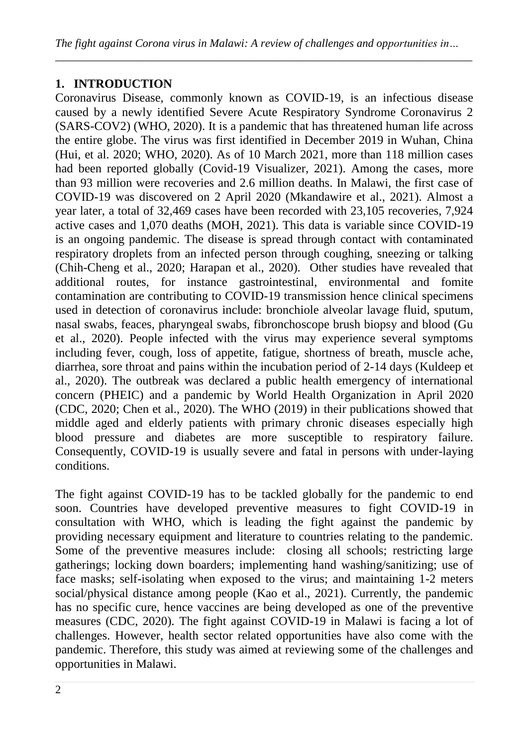## 1. INTRODUCTION

Coronavirus Disease, commonly known as COVID-19, is an infectious disease caused by a newly identified Severe Acute Respiratory Syndrome Coronavirus 2 (SARS-COV2) (WHO, 2020). It is a pandemic that has threatened human life across the entire globe. The virus was first identified in December 2019 in Wuhan, China (Hui, et al. 2020; WHO, 2020). As of 10 March 2021, more than 118 million cases had been reported globally (Covid-19 Visualizer, 2021). Among the cases, more than 93 million were recoveries and 2.6 million deaths. In Malawi, the first case of COVID-19 was discovered on 2 April 2020 (Mkandawire et al., 2021). Almost a year later, a total of 32,469 cases have been recorded with 23,105 recoveries, 7,924 active cases and 1,070 deaths (MOH, 2021). This data is variable since COVID-19 is an ongoing pandemic. The disease is spread through contact with contaminated respiratory droplets from an infected person through coughing, sneezing or talking (Chih-Cheng et al., 2020; Harapan et al., 2020). Other studies have revealed that additional routes, for instance gastrointestinal, environmental and fomite contamination are contributing to COVID-19 transmission hence clinical specimens used in detection of coronavirus include: bronchiole alveolar lavage fluid, sputum, nasal swabs, feaces, pharyngeal swabs, fibronchoscope brush biopsy and blood (Gu et al., 2020). People infected with the virus may experience several symptoms including fever, cough, loss of appetite, fatigue, shortness of breath, muscle ache, diarrhea, sore throat and pains within the incubation period of 2-14 days (Kuldeep et al., 2020). The outbreak was declared a public health emergency of international concern (PHEIC) and a pandemic by World Health Organization in April 2020 (CDC, 2020; Chen et al., 2020). The WHO (2019) in their publications showed that middle aged and elderly patients with primary chronic diseases especially high blood pressure and diabetes are more susceptible to respiratory failure. Consequently, COVID-19 is usually severe and fatal in persons with under-laying conditions.

The fight against COVID-19 has to be tackled globally for the pandemic to end soon. Countries have developed preventive measures to fight COVID-19 in consultation with WHO, which is leading the fight against the pandemic by providing necessary equipment and literature to countries relating to the pandemic. Some of the preventive measures include: closing all schools; restricting large gatherings; locking down boarders; implementing hand washing/sanitizing; use of face masks; self-isolating when exposed to the virus; and maintaining 1-2 meters social/physical distance among people (Kao et al., 2021). Currently, the pandemic has no specific cure, hence vaccines are being developed as one of the preventive measures (CDC, 2020). The fight against COVID-19 in Malawi is facing a lot of challenges. However, health sector related opportunities have also come with the pandemic. Therefore, this study was aimed at reviewing some of the challenges and opportunities in Malawi.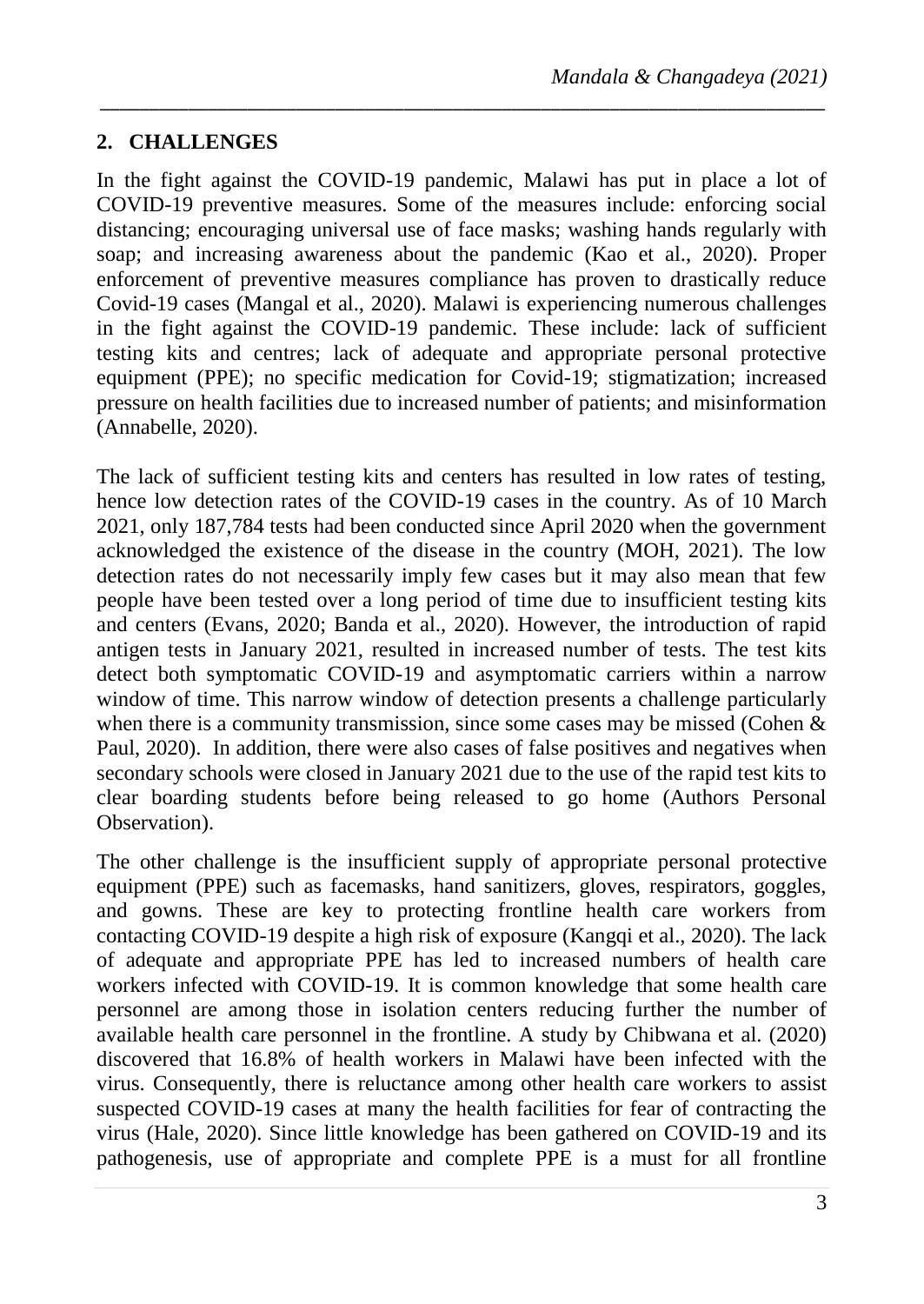## 2. CHALLENGES

In the fight against the COVID-19 pandemic, Malawi has put in place a lot of COVID-19 preventive measures. Some of the measures include: enforcing social distancing; encouraging universal use of face masks; washing hands regularly with soap; and increasing awareness about the pandemic (Kao et al., 2020). Proper enforcement of preventive measures compliance has proven to drastically reduce Covid-19 cases (Mangal et al., 2020). Malawi is experiencing numerous challenges in the fight against the COVID-19 pandemic. These include: lack of sufficient testing kits and centres; lack of adequate and appropriate personal protective equipment (PPE); no specific medication for Covid-19; stigmatization; increased pressure on health facilities due to increased number of patients; and misinformation (Annabelle, 2020).

The lack of sufficient testing kits and centers has resulted in low rates of testing, hence low detection rates of the COVID-19 cases in the country. As of 10 March 2021, only 187,784 tests had been conducted since April 2020 when the government acknowledged the existence of the disease in the country (MOH, 2021). The low detection rates do not necessarily imply few cases but it may also mean that few people have been tested over a long period of time due to insufficient testing kits and centers (Evans, 2020; Banda et al., 2020). However, the introduction of rapid antigen tests in January 2021, resulted in increased number of tests. The test kits detect both symptomatic COVID-19 and asymptomatic carriers within a narrow window of time. This narrow window of detection presents a challenge particularly when there is a community transmission, since some cases may be missed (Cohen & Paul, 2020). In addition, there were also cases of false positives and negatives when secondary schools were closed in January 2021 due to the use of the rapid test kits to clear boarding students before being released to go home (Authors Personal Observation).

The other challenge is the insufficient supply of appropriate personal protective equipment (PPE) such as facemasks, hand sanitizers, gloves, respirators, goggles, and gowns. These are key to protecting frontline health care workers from contacting COVID-19 despite a high risk of exposure (Kangqi et al., 2020). The lack of adequate and appropriate PPE has led to increased numbers of health care workers infected with COVID-19. It is common knowledge that some health care personnel are among those in isolation centers reducing further the number of available health care personnel in the frontline. A study by Chibwana et al. (2020) discovered that 16.8% of health workers in Malawi have been infected with the virus. Consequently, there is reluctance among other health care workers to assist suspected COVID-19 cases at many the health facilities for fear of contracting the virus (Hale, 2020). Since little knowledge has been gathered on COVID-19 and its pathogenesis, use of appropriate and complete PPE is a must for all frontline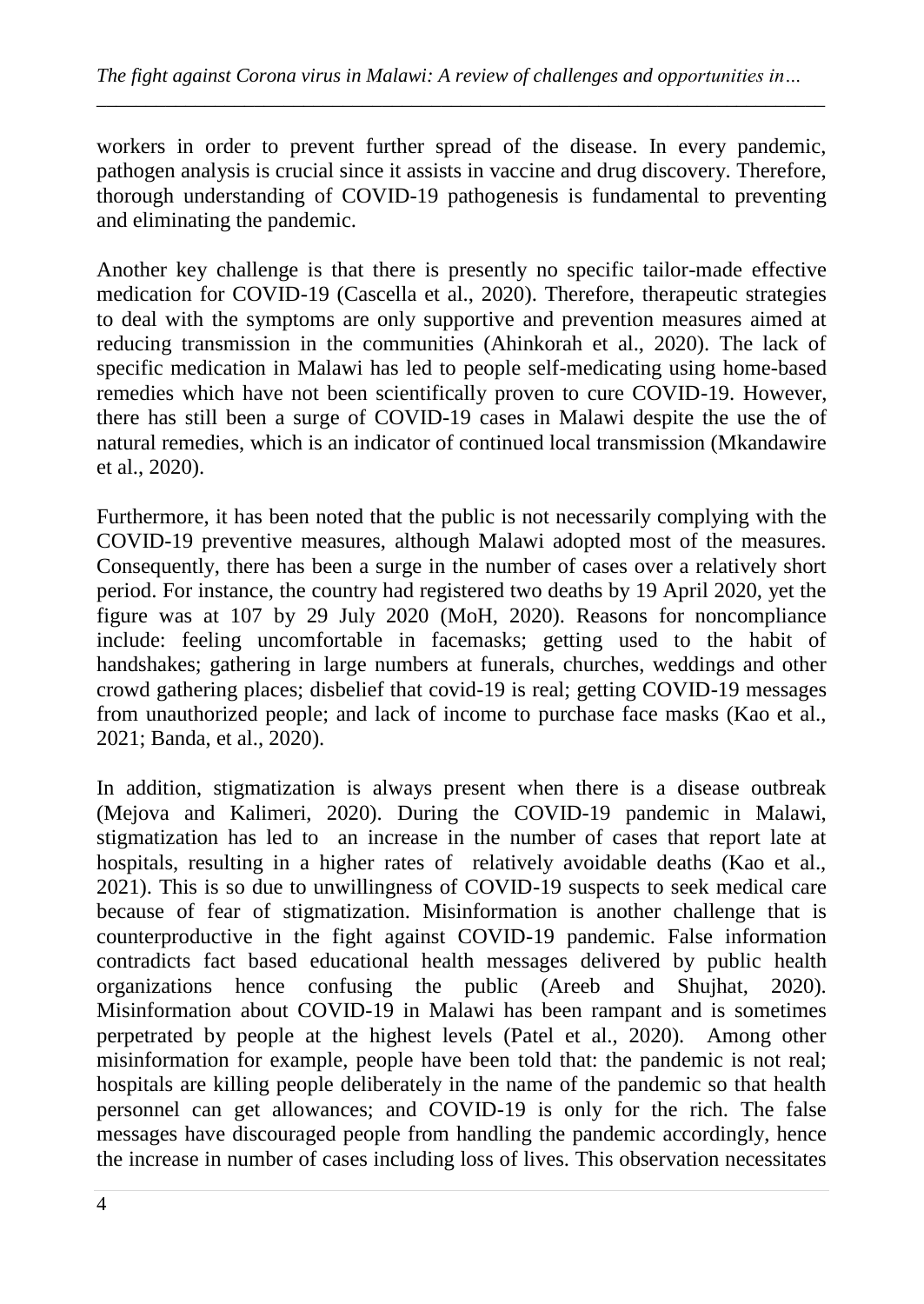workers in order to prevent further spread of the disease. In every pandemic, pathogen analysis is crucial since it assists in vaccine and drug discovery. Therefore, thorough understanding of COVID-19 pathogenesis is fundamental to preventing and eliminating the pandemic.

Another key challenge is that there is presently no specific tailor-made effective medication for COVID-19 (Cascella et al., 2020). Therefore, therapeutic strategies to deal with the symptoms are only supportive and prevention measures aimed at reducing transmission in the communities (Ahinkorah et al., 2020). The lack of specific medication in Malawi has led to people self-medicating using home-based remedies which have not been scientifically proven to cure COVID-19. However, there has still been a surge of COVID-19 cases in Malawi despite the use the of natural remedies, which is an indicator of continued local transmission (Mkandawire et al., 2020).

Furthermore, it has been noted that the public is not necessarily complying with the COVID-19 preventive measures, although Malawi adopted most of the measures. Consequently, there has been a surge in the number of cases over a relatively short period. For instance, the country had registered two deaths by 19 April 2020, yet the figure was at 107 by 29 July 2020 (MoH, 2020). Reasons for noncompliance include: feeling uncomfortable in facemasks; getting used to the habit of handshakes; gathering in large numbers at funerals, churches, weddings and other crowd gathering places; disbelief that covid-19 is real; getting COVID-19 messages from unauthorized people; and lack of income to purchase face masks (Kao et al., 2021; Banda, et al., 2020).

In addition, stigmatization is always present when there is a disease outbreak (Mejova and Kalimeri, 2020). During the COVID-19 pandemic in Malawi, stigmatization has led to an increase in the number of cases that report late at hospitals, resulting in a higher rates of relatively avoidable deaths (Kao et al., 2021). This is so due to unwillingness of COVID-19 suspects to seek medical care because of fear of stigmatization. Misinformation is another challenge that is counterproductive in the fight against COVID-19 pandemic. False information contradicts fact based educational health messages delivered by public health organizations hence confusing the public (Areeb and Shujhat, 2020). Misinformation about COVID-19 in Malawi has been rampant and is sometimes perpetrated by people at the highest levels (Patel et al., 2020). Among other misinformation for example, people have been told that: the pandemic is not real; hospitals are killing people deliberately in the name of the pandemic so that health personnel can get allowances; and COVID-19 is only for the rich. The false messages have discouraged people from handling the pandemic accordingly, hence the increase in number of cases including loss of lives. This observation necessitates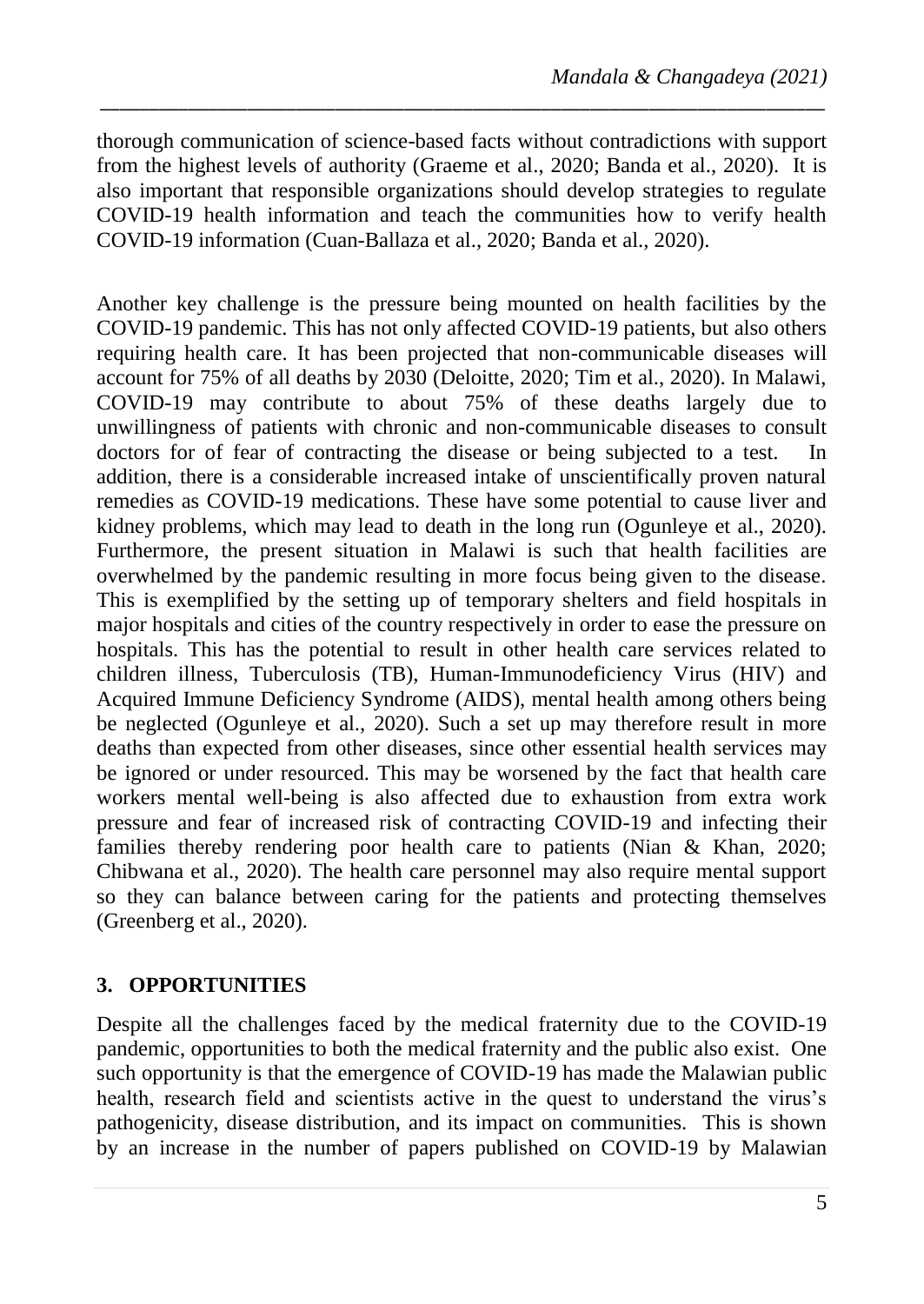thorough communication of science-based facts without contradictions with support from the highest levels of authority (Graeme et al., 2020; Banda et al., 2020). It is also important that responsible organizations should develop strategies to regulate COVID-19 health information and teach the communities how to verify health COVID-19 information (Cuan-Ballaza et al., 2020; Banda et al., 2020).

Another key challenge is the pressure being mounted on health facilities by the COVID-19 pandemic. This has not only affected COVID-19 patients, but also others requiring health care. It has been projected that non-communicable diseases will account for 75% of all deaths by 2030 (Deloitte, 2020; Tim et al., 2020). In Malawi, COVID-19 may contribute to about 75% of these deaths largely due to unwillingness of patients with chronic and non-communicable diseases to consult doctors for of fear of contracting the disease or being subjected to a test. In addition, there is a considerable increased intake of unscientifically proven natural remedies as COVID-19 medications. These have some potential to cause liver and kidney problems, which may lead to death in the long run (Ogunleye et al., 2020). Furthermore, the present situation in Malawi is such that health facilities are overwhelmed by the pandemic resulting in more focus being given to the disease. This is exemplified by the setting up of temporary shelters and field hospitals in major hospitals and cities of the country respectively in order to ease the pressure on hospitals. This has the potential to result in other health care services related to children illness, Tuberculosis (TB), Human-Immunodeficiency Virus (HIV) and Acquired Immune Deficiency Syndrome (AIDS), mental health among others being be neglected (Ogunleye et al., 2020). Such a set up may therefore result in more deaths than expected from other diseases, since other essential health services may be ignored or under resourced. This may be worsened by the fact that health care workers mental well-being is also affected due to exhaustion from extra work pressure and fear of increased risk of contracting COVID-19 and infecting their families thereby rendering poor health care to patients (Nian & Khan, 2020; Chibwana et al., 2020). The health care personnel may also require mental support so they can balance between caring for the patients and protecting themselves (Greenberg et al., 2020).

## 3. OPPORTUNITIES

Despite all the challenges faced by the medical fraternity due to the COVID-19 pandemic, opportunities to both the medical fraternity and the public also exist. One such opportunity is that the emergence of COVID-19 has made the Malawian public health, research field and scientists active in the quest to understand the virus's pathogenicity, disease distribution, and its impact on communities. This is shown by an increase in the number of papers published on COVID-19 by Malawian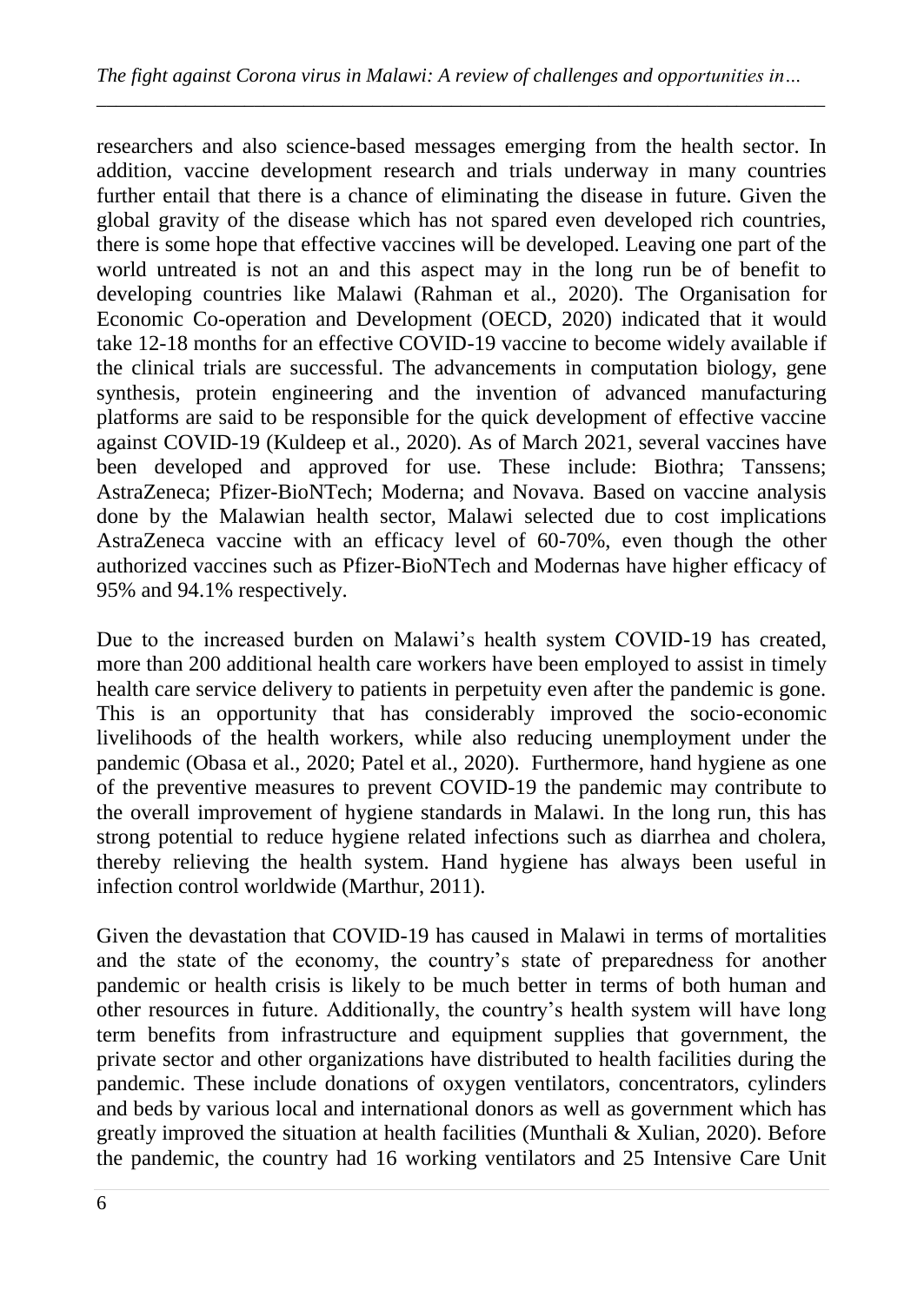researchers and also science-based messages emerging from the health sector. In addition, vaccine development research and trials underway in many countries further entail that there is a chance of eliminating the disease in future. Given the global gravity of the disease which has not spared even developed rich countries, there is some hope that effective vaccines will be developed. Leaving one part of the world untreated is not an and this aspect may in the long run be of benefit to developing countries like Malawi (Rahman et al., 2020). The Organisation for Economic Co-operation and Development (OECD, 2020) indicated that it would take 12-18 months for an effective COVID-19 vaccine to become widely available if the clinical trials are successful. The advancements in computation biology, gene synthesis, protein engineering and the invention of advanced manufacturing platforms are said to be responsible for the quick development of effective vaccine against COVID-19 (Kuldeep et al., 2020). As of March 2021, several vaccines have been developed and approved for use. These include: Biothra; Tanssens; AstraZeneca; Pfizer-BioNTech; Moderna; and Novava. Based on vaccine analysis done by the Malawian health sector, Malawi selected due to cost implications AstraZeneca vaccine with an efficacy level of 60-70%, even though the other authorized vaccines such as Pfizer-BioNTech and Modernas have higher efficacy of 95% and 94.1% respectively.

Due to the increased burden on Malawi's health system COVID-19 has created, more than 200 additional health care workers have been employed to assist in timely health care service delivery to patients in perpetuity even after the pandemic is gone. This is an opportunity that has considerably improved the socio-economic livelihoods of the health workers, while also reducing unemployment under the pandemic (Obasa et al., 2020; Patel et al., 2020). Furthermore, hand hygiene as one of the preventive measures to prevent COVID-19 the pandemic may contribute to the overall improvement of hygiene standards in Malawi. In the long run, this has strong potential to reduce hygiene related infections such as diarrhea and cholera, thereby relieving the health system. Hand hygiene has always been useful in infection control worldwide (Marthur, 2011).

Given the devastation that COVID-19 has caused in Malawi in terms of mortalities and the state of the economy, the country's state of preparedness for another pandemic or health crisis is likely to be much better in terms of both human and other resources in future. Additionally, the country's health system will have long term benefits from infrastructure and equipment supplies that government, the private sector and other organizations have distributed to health facilities during the pandemic. These include donations of oxygen ventilators, concentrators, cylinders and beds by various local and international donors as well as government which has greatly improved the situation at health facilities (Munthali & Xulian, 2020). Before the pandemic, the country had 16 working ventilators and 25 Intensive Care Unit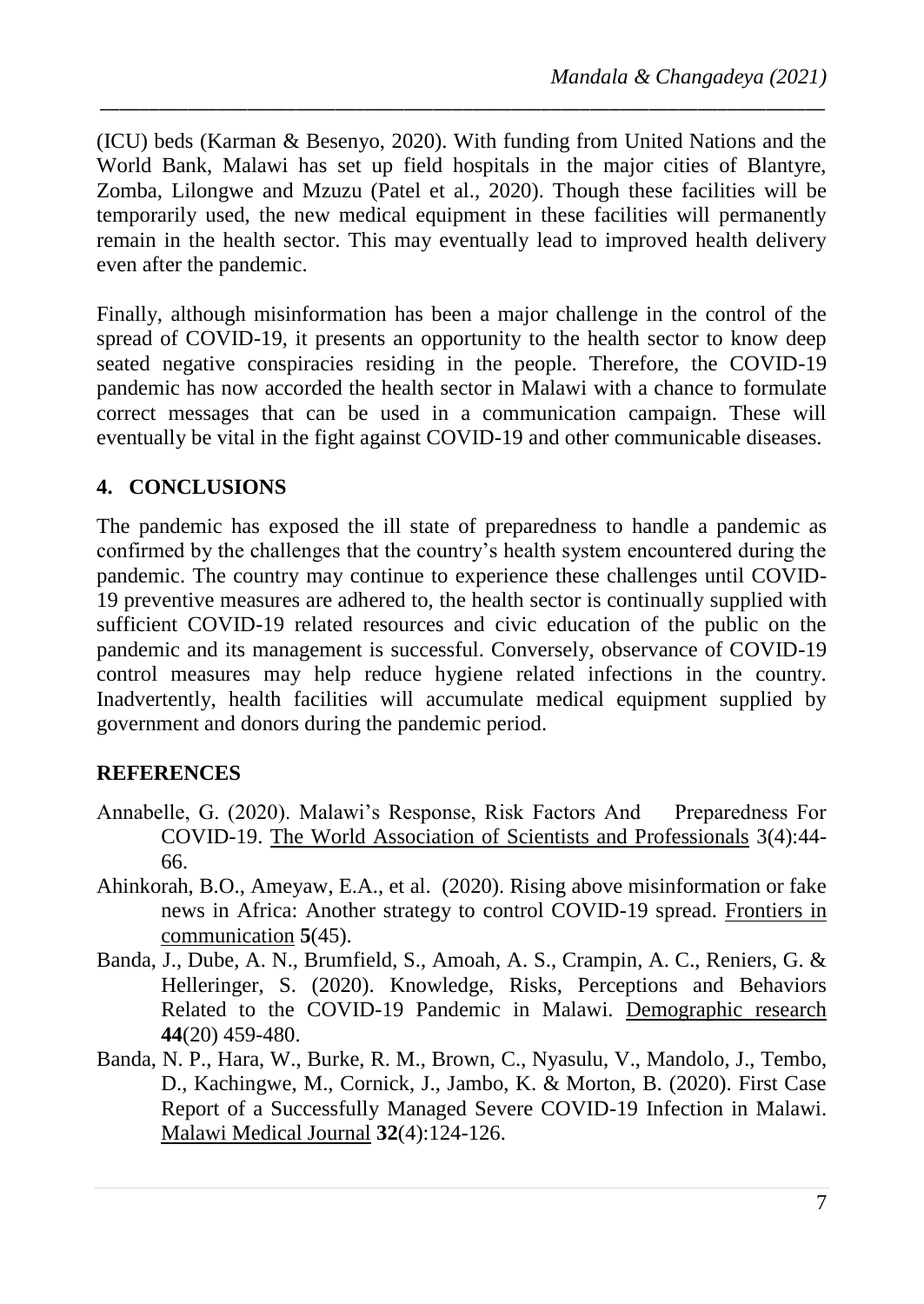(ICU) beds (Karman & Besenyo, 2020). With funding from United Nations and the World Bank, Malawi has set up field hospitals in the major cities of Blantyre, Zomba, Lilongwe and Mzuzu (Patel et al., 2020). Though these facilities will be temporarily used, the new medical equipment in these facilities will permanently remain in the health sector. This may eventually lead to improved health delivery even after the pandemic.

Finally, although misinformation has been a major challenge in the control of the spread of COVID-19, it presents an opportunity to the health sector to know deep seated negative conspiracies residing in the people. Therefore, the COVID-19 pandemic has now accorded the health sector in Malawi with a chance to formulate correct messages that can be used in a communication campaign. These will eventually be vital in the fight against COVID-19 and other communicable diseases.

## 4. CONCLUSIONS

The pandemic has exposed the ill state of preparedness to handle a pandemic as confirmed by the challenges that the country's health system encountered during the pandemic. The country may continue to experience these challenges until COVID-19 preventive measures are adhered to, the health sector is continually supplied with sufficient COVID-19 related resources and civic education of the public on the pandemic and its management is successful. Conversely, observance of COVID-19 control measures may help reduce hygiene related infections in the country. Inadvertently, health facilities will accumulate medical equipment supplied by government and donors during the pandemic period.

## REFERENCES

Annabelle, G. (2020). Malawi's Response, Risk Factors And Preparedness For COVID-19. The World Association of Scientists and Professionals 3(4):44-66.

Ahinkorah, B.O., Ameyaw, E.A., et al. (2020). Rising above misinformation or fake news in Africa: Another strategy to control COVID-19 spread. Frontiers in communication **5**(45).

Banda, J., Dube, A. N., Brumfield, S., Amoah, A. S., Crampin, A. C., Reniers, G. & Helleringer, S. (2020). Knowledge, Risks, Perceptions and Behaviors Related to the COVID-19 Pandemic in Malawi. Demographic research **44**(20) 459-480.

Banda, N. P., Hara, W., Burke, R. M., Brown, C., Nyasulu, V., Mandolo, J., Tembo, D., Kachingwe, M., Cornick, J., Jambo, K. & Morton, B. (2020). First Case Report of a Successfully Managed Severe COVID-19 Infection in Malawi. Malawi Medical Journal **32**(4):124-126.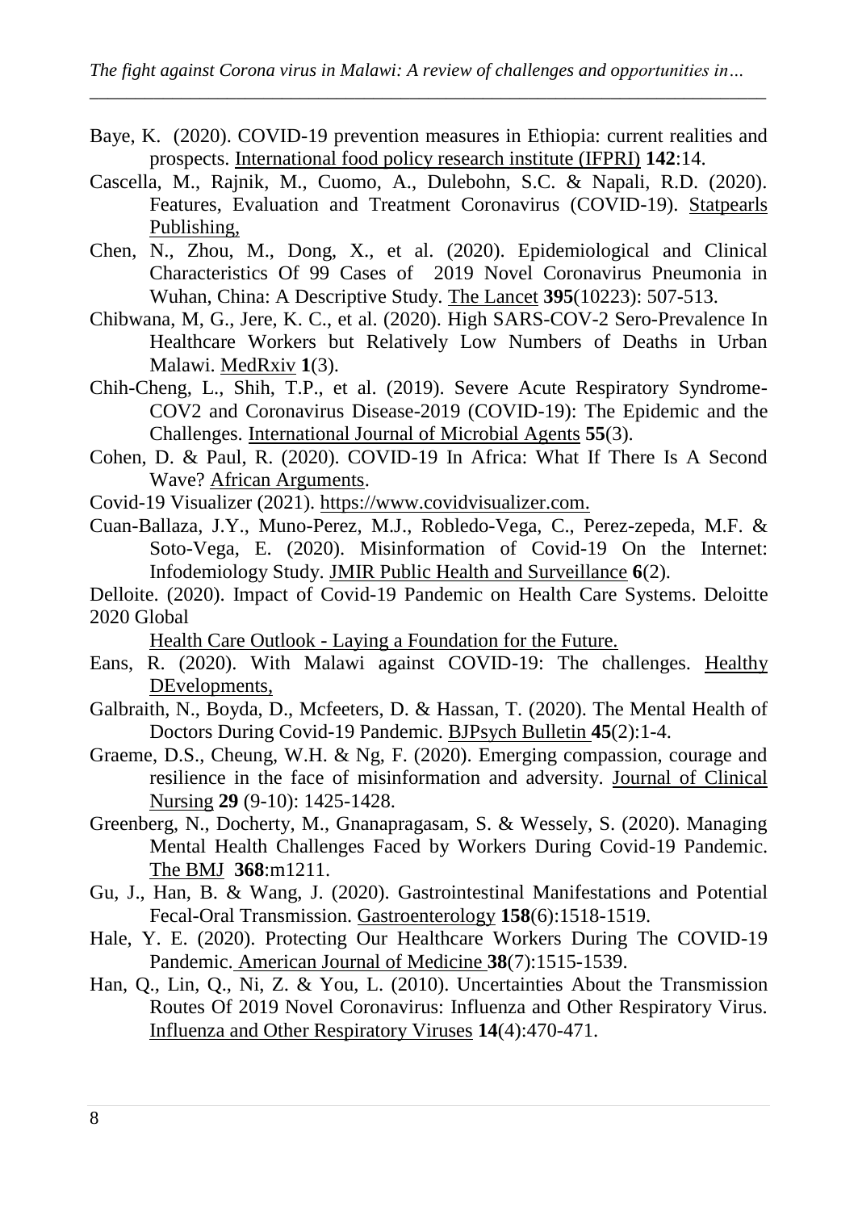Baye, K. (2020). COVID-19 prevention measures in Ethiopia: current realities and prospects. International food policy research institute (IFPRI) **142**:14.

Cascella, M., Rajnik, M., Cuomo, A., Dulebohn, S.C. & Napali, R.D. (2020). Features, Evaluation and Treatment Coronavirus (COVID-19). Statpearls Publishing,

Chen, N., Zhou, M., Dong, X., et al. (2020). Epidemiological and Clinical Characteristics Of 99 Cases of 2019 Novel Coronavirus Pneumonia in Wuhan, China: A Descriptive Study. The Lancet **395**(10223): 507-513.

Chibwana, M, G., Jere, K. C., et al. (2020). High SARS-COV-2 Sero-Prevalence In Healthcare Workers but Relatively Low Numbers of Deaths in Urban Malawi. MedRxiv **1**(3).

Chih-Cheng, L., Shih, T.P., et al. (2019). Severe Acute Respiratory Syndrome-COV2 and Coronavirus Disease-2019 (COVID-19): The Epidemic and the Challenges. International Journal of Microbial Agents **55**(3).

Cohen, D. & Paul, R. (2020). COVID-19 In Africa: What If There Is A Second Wave? African Arguments.

Covid-19 Visualizer (2021). https://www.covidvisualizer.com.

Cuan-Ballaza, J.Y., Muno-Perez, M.J., Robledo-Vega, C., Perez-zepeda, M.F. & Soto-Vega, E. (2020). Misinformation of Covid-19 On the Internet: Infodemiology Study. JMIR Public Health and Surveillance **6**(2).

Delloite. (2020). Impact of Covid-19 Pandemic on Health Care Systems. Deloitte 2020 Global Health Care Outlook - Laying a Foundation for the Future.

Eans, R. (2020). With Malawi against COVID-19: The challenges. Healthy DEvelopments,

Galbraith, N., Boyda, D., Mcfeeters, D. & Hassan, T. (2020). The Mental Health of Doctors During Covid-19 Pandemic. BJPsych Bulletin **45**(2):1-4.

Graeme, D.S., Cheung, W.H. & Ng, F. (2020). Emerging compassion, courage and resilience in the face of misinformation and adversity. Journal of Clinical Nursing **29** (9-10): 1425-1428.

Greenberg, N., Docherty, M., Gnanapragasam, S. & Wessely, S. (2020). Managing Mental Health Challenges Faced by Workers During Covid-19 Pandemic. The BMJ **368**:m1211.

Gu, J., Han, B. & Wang, J. (2020). Gastrointestinal Manifestations and Potential Fecal-Oral Transmission. Gastroenterology **158**(6):1518-1519.

Hale, Y. E. (2020). Protecting Our Healthcare Workers During The COVID-19 Pandemic. American Journal of Medicine **38**(7):1515-1539.

Han, Q., Lin, Q., Ni, Z. & You, L. (2010). Uncertainties About the Transmission Routes Of 2019 Novel Coronavirus: Influenza and Other Respiratory Virus. Influenza and Other Respiratory Viruses **14**(4):470-471.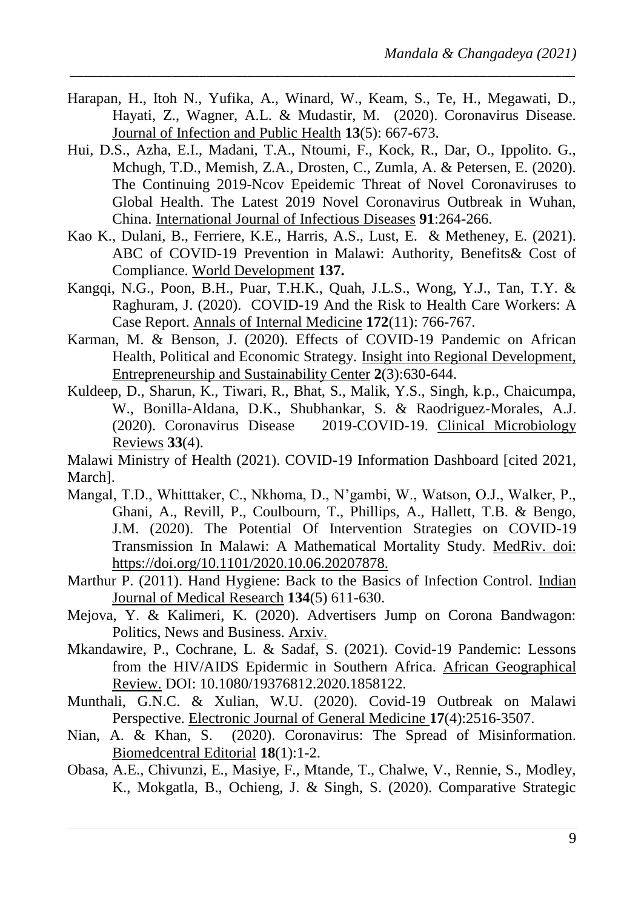Harapan, H., Itoh N., Yufika, A., Winard, W., Keam, S., Te, H., Megawati, D., Hayati, Z., Wagner, A.L. & Mudastir, M. (2020). Coronavirus Disease. Journal of Infection and Public Health **13**(5): 667-673.

Hui, D.S., Azha, E.I., Madani, T.A., Ntoumi, F., Kock, R., Dar, O., Ippolito. G., Mchugh, T.D., Memish, Z.A., Drosten, C., Zumla, A. & Petersen, E. (2020). The Continuing 2019-Ncov Epeidemic Threat of Novel Coronaviruses to Global Health. The Latest 2019 Novel Coronavirus Outbreak in Wuhan, China. International Journal of Infectious Diseases **91**:264-266.

Kao K., Dulani, B., Ferriere, K.E., Harris, A.S., Lust, E. & Metheney, E. (2021). ABC of COVID-19 Prevention in Malawi: Authority, Benefits& Cost of Compliance. World Development **137.**

Kangqi, N.G., Poon, B.H., Puar, T.H.K., Quah, J.L.S., Wong, Y.J., Tan, T.Y. & Raghuram, J. (2020). COVID-19 And the Risk to Health Care Workers: A Case Report. Annals of Internal Medicine **172**(11): 766-767.

Karman, M. & Benson, J. (2020). Effects of COVID-19 Pandemic on African Health, Political and Economic Strategy. Insight into Regional Development, Entrepreneurship and Sustainability Center **2**(3):630-644.

Kuldeep, D., Sharun, K., Tiwari, R., Bhat, S., Malik, Y.S., Singh, k.p., Chaicumpa, W., Bonilla-Aldana, D.K., Shubhankar, S. & Raodriguez-Morales, A.J. (2020). Coronavirus Disease 2019-COVID-19. Clinical Microbiology Reviews **33**(4).

Malawi Ministry of Health (2021). COVID-19 Information Dashboard [cited 2021, March].

Mangal, T.D., Whitttaker, C., Nkhoma, D., N'gambi, W., Watson, O.J., Walker, P., Ghani, A., Revill, P., Coulbourn, T., Phillips, A., Hallett, T.B. & Bengo, J.M. (2020). The Potential Of Intervention Strategies on COVID-19 Transmission In Malawi: A Mathematical Mortality Study. MedRiv. doi: https://doi.org/10.1101/2020.10.06.20207878.

Marthur P. (2011). Hand Hygiene: Back to the Basics of Infection Control. Indian Journal of Medical Research **134**(5) 611-630.

Mejova, Y. & Kalimeri, K. (2020). Advertisers Jump on Corona Bandwagon: Politics, News and Business. Arxiv.

Mkandawire, P., Cochrane, L. & Sadaf, S. (2021). Covid-19 Pandemic: Lessons from the HIV/AIDS Epidermic in Southern Africa. African Geographical Review. DOI: 10.1080/19376812.2020.1858122.

Munthali, G.N.C. & Xulian, W.U. (2020). Covid-19 Outbreak on Malawi Perspective. Electronic Journal of General Medicine **17**(4):2516-3507.

Nian, A. & Khan, S. (2020). Coronavirus: The Spread of Misinformation. Biomedcentral Editorial **18**(1):1-2.

Obasa, A.E., Chivunzi, E., Masiye, F., Mtande, T., Chalwe, V., Rennie, S., Modley, K., Mokgatla, B., Ochieng, J. & Singh, S. (2020). Comparative Strategic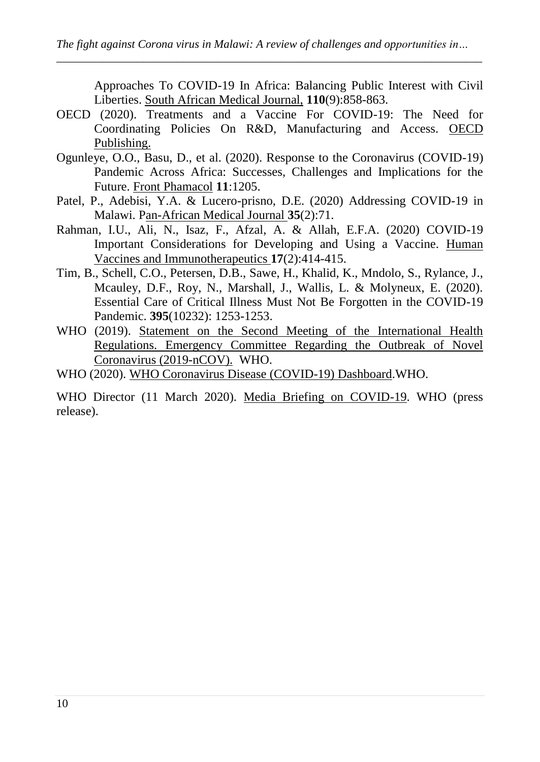Approaches To COVID-19 In Africa: Balancing Public Interest with Civil Liberties. South African Medical Journal, **110**(9):858-863.

OECD (2020). Treatments and a Vaccine For COVID-19: The Need for Coordinating Policies On R&D, Manufacturing and Access. OECD Publishing.

Ogunleye, O.O., Basu, D., et al. (2020). Response to the Coronavirus (COVID-19) Pandemic Across Africa: Successes, Challenges and Implications for the Future. Front Phamacol **11**:1205.

Patel, P., Adebisi, Y.A. & Lucero-prisno, D.E. (2020) Addressing COVID-19 in Malawi. Pan-African Medical Journal **35**(2):71.

Rahman, I.U., Ali, N., Isaz, F., Afzal, A. & Allah, E.F.A. (2020) COVID-19 Important Considerations for Developing and Using a Vaccine. Human Vaccines and Immunotherapeutics **17**(2):414-415.

Tim, B., Schell, C.O., Petersen, D.B., Sawe, H., Khalid, K., Mndolo, S., Rylance, J., Mcauley, D.F., Roy, N., Marshall, J., Wallis, L. & Molyneux, E. (2020). Essential Care of Critical Illness Must Not Be Forgotten in the COVID-19 Pandemic. **395**(10232): 1253-1253.

WHO (2019). Statement on the Second Meeting of the International Health Regulations. Emergency Committee Regarding the Outbreak of Novel Coronavirus (2019-nCOV). WHO.

WHO (2020). WHO Coronavirus Disease (COVID-19) Dashboard.WHO.

WHO Director (11 March 2020). Media Briefing on COVID-19. WHO (press release).